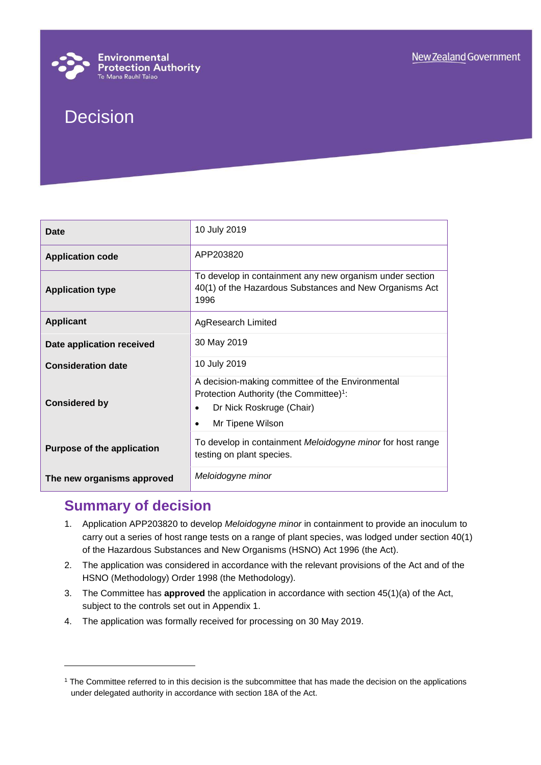# Decision

| | |
|---|---|
| **Date** | 10 July 2019 |
| **Application code** | APP203820 |
| **Application type** | To develop in containment any new organism under section 40(1) of the Hazardous Substances and New Organisms Act 1996 |
| **Applicant** | AgResearch Limited |
| **Date application received** | 30 May 2019 |
| **Consideration date** | 10 July 2019 |
| **Considered by** | A decision-making committee of the Environmental Protection Authority (the Committee)[1]:<br>• Dr Nick Roskruge (Chair)<br>• Mr Tipene Wilson |
| **Purpose of the application** | To develop in containment *Meloidogyne minor* for host range testing on plant species. |
| **The new organisms approved** | *Meloidogyne minor* |

## Summary of decision

1. Application APP203820 to develop *Meloidogyne minor* in containment to provide an inoculum to carry out a series of host range tests on a range of plant species, was lodged under section 40(1) of the Hazardous Substances and New Organisms (HSNO) Act 1996 (the Act).
2. The application was considered in accordance with the relevant provisions of the Act and of the HSNO (Methodology) Order 1998 (the Methodology).
3. The Committee has **approved** the application in accordance with section 45(1)(a) of the Act, subject to the controls set out in Appendix 1.
4. The application was formally received for processing on 30 May 2019.

[1] The Committee referred to in this decision is the subcommittee that has made the decision on the applications under delegated authority in accordance with section 18A of the Act.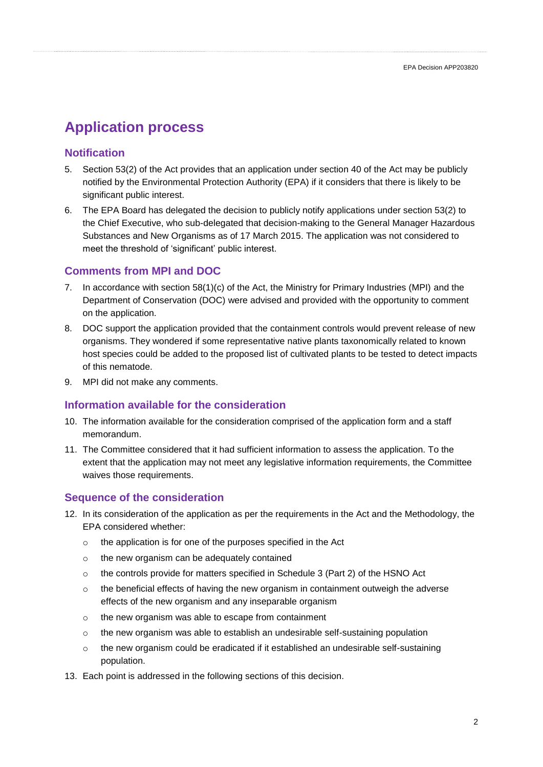# Application process

## Notification

5. Section 53(2) of the Act provides that an application under section 40 of the Act may be publicly notified by the Environmental Protection Authority (EPA) if it considers that there is likely to be significant public interest.

6. The EPA Board has delegated the decision to publicly notify applications under section 53(2) to the Chief Executive, who sub-delegated that decision-making to the General Manager Hazardous Substances and New Organisms as of 17 March 2015. The application was not considered to meet the threshold of 'significant' public interest.

## Comments from MPI and DOC

7. In accordance with section 58(1)(c) of the Act, the Ministry for Primary Industries (MPI) and the Department of Conservation (DOC) were advised and provided with the opportunity to comment on the application.

8. DOC support the application provided that the containment controls would prevent release of new organisms. They wondered if some representative native plants taxonomically related to known host species could be added to the proposed list of cultivated plants to be tested to detect impacts of this nematode.

9. MPI did not make any comments.

## Information available for the consideration

10. The information available for the consideration comprised of the application form and a staff memorandum.

11. The Committee considered that it had sufficient information to assess the application. To the extent that the application may not meet any legislative information requirements, the Committee waives those requirements.

## Sequence of the consideration

12. In its consideration of the application as per the requirements in the Act and the Methodology, the EPA considered whether:
    - the application is for one of the purposes specified in the Act
    - the new organism can be adequately contained
    - the controls provide for matters specified in Schedule 3 (Part 2) of the HSNO Act
    - the beneficial effects of having the new organism in containment outweigh the adverse effects of the new organism and any inseparable organism
    - the new organism was able to escape from containment
    - the new organism was able to establish an undesirable self-sustaining population
    - the new organism could be eradicated if it established an undesirable self-sustaining population.

13. Each point is addressed in the following sections of this decision.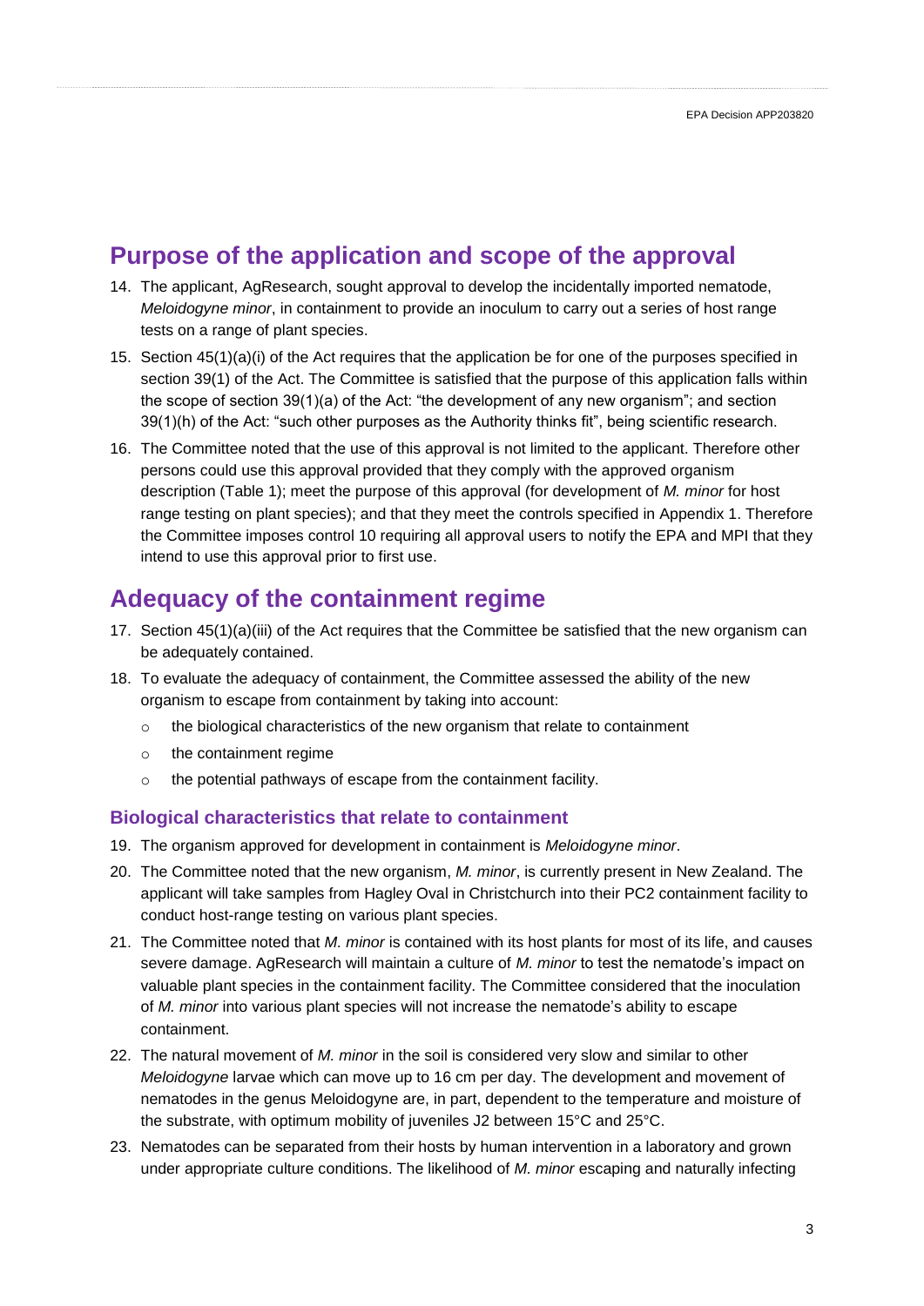## Purpose of the application and scope of the approval

14. The applicant, AgResearch, sought approval to develop the incidentally imported nematode, *Meloidogyne minor*, in containment to provide an inoculum to carry out a series of host range tests on a range of plant species.

15. Section 45(1)(a)(i) of the Act requires that the application be for one of the purposes specified in section 39(1) of the Act. The Committee is satisfied that the purpose of this application falls within the scope of section 39(1)(a) of the Act: "the development of any new organism"; and section 39(1)(h) of the Act: "such other purposes as the Authority thinks fit", being scientific research.

16. The Committee noted that the use of this approval is not limited to the applicant. Therefore other persons could use this approval provided that they comply with the approved organism description (Table 1); meet the purpose of this approval (for development of *M. minor* for host range testing on plant species); and that they meet the controls specified in Appendix 1. Therefore the Committee imposes control 10 requiring all approval users to notify the EPA and MPI that they intend to use this approval prior to first use.

## Adequacy of the containment regime

17. Section 45(1)(a)(iii) of the Act requires that the Committee be satisfied that the new organism can be adequately contained.

18. To evaluate the adequacy of containment, the Committee assessed the ability of the new organism to escape from containment by taking into account:
    - the biological characteristics of the new organism that relate to containment
    - the containment regime
    - the potential pathways of escape from the containment facility.

### Biological characteristics that relate to containment

19. The organism approved for development in containment is *Meloidogyne minor*.

20. The Committee noted that the new organism, *M. minor*, is currently present in New Zealand. The applicant will take samples from Hagley Oval in Christchurch into their PC2 containment facility to conduct host-range testing on various plant species.

21. The Committee noted that *M. minor* is contained with its host plants for most of its life, and causes severe damage. AgResearch will maintain a culture of *M. minor* to test the nematode's impact on valuable plant species in the containment facility. The Committee considered that the inoculation of *M. minor* into various plant species will not increase the nematode's ability to escape containment.

22. The natural movement of *M. minor* in the soil is considered very slow and similar to other *Meloidogyne* larvae which can move up to 16 cm per day. The development and movement of nematodes in the genus Meloidogyne are, in part, dependent to the temperature and moisture of the substrate, with optimum mobility of juveniles J2 between 15°C and 25°C.

23. Nematodes can be separated from their hosts by human intervention in a laboratory and grown under appropriate culture conditions. The likelihood of *M. minor* escaping and naturally infecting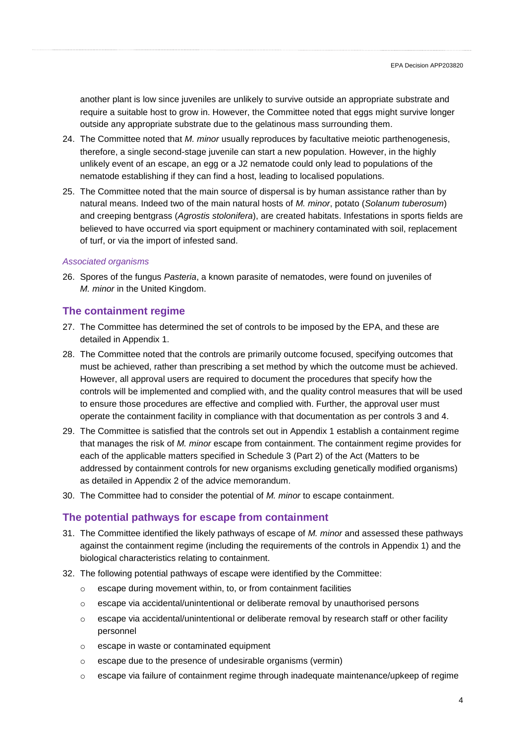another plant is low since juveniles are unlikely to survive outside an appropriate substrate and require a suitable host to grow in. However, the Committee noted that eggs might survive longer outside any appropriate substrate due to the gelatinous mass surrounding them.

24. The Committee noted that *M. minor* usually reproduces by facultative meiotic parthenogenesis, therefore, a single second-stage juvenile can start a new population. However, in the highly unlikely event of an escape, an egg or a J2 nematode could only lead to populations of the nematode establishing if they can find a host, leading to localised populations.
25. The Committee noted that the main source of dispersal is by human assistance rather than by natural means. Indeed two of the main natural hosts of *M. minor*, potato (*Solanum tuberosum*) and creeping bentgrass (*Agrostis stolonifera*), are created habitats. Infestations in sports fields are believed to have occurred via sport equipment or machinery contaminated with soil, replacement of turf, or via the import of infested sand.

### *Associated organisms*

26. Spores of the fungus *Pasteria*, a known parasite of nematodes, were found on juveniles of *M. minor* in the United Kingdom.

## The containment regime

27. The Committee has determined the set of controls to be imposed by the EPA, and these are detailed in Appendix 1.
28. The Committee noted that the controls are primarily outcome focused, specifying outcomes that must be achieved, rather than prescribing a set method by which the outcome must be achieved. However, all approval users are required to document the procedures that specify how the controls will be implemented and complied with, and the quality control measures that will be used to ensure those procedures are effective and complied with. Further, the approval user must operate the containment facility in compliance with that documentation as per controls 3 and 4.
29. The Committee is satisfied that the controls set out in Appendix 1 establish a containment regime that manages the risk of *M. minor* escape from containment. The containment regime provides for each of the applicable matters specified in Schedule 3 (Part 2) of the Act (Matters to be addressed by containment controls for new organisms excluding genetically modified organisms) as detailed in Appendix 2 of the advice memorandum.
30. The Committee had to consider the potential of *M. minor* to escape containment.

## The potential pathways for escape from containment

31. The Committee identified the likely pathways of escape of *M. minor* and assessed these pathways against the containment regime (including the requirements of the controls in Appendix 1) and the biological characteristics relating to containment.
32. The following potential pathways of escape were identified by the Committee:
    - escape during movement within, to, or from containment facilities
    - escape via accidental/unintentional or deliberate removal by unauthorised persons
    - escape via accidental/unintentional or deliberate removal by research staff or other facility personnel
    - escape in waste or contaminated equipment
    - escape due to the presence of undesirable organisms (vermin)
    - escape via failure of containment regime through inadequate maintenance/upkeep of regime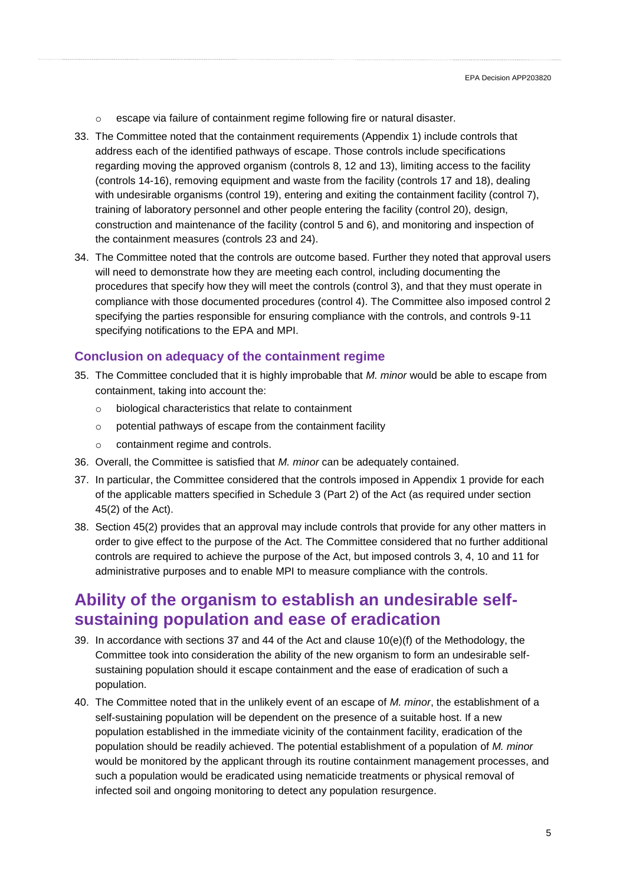- escape via failure of containment regime following fire or natural disaster.

33. The Committee noted that the containment requirements (Appendix 1) include controls that address each of the identified pathways of escape. Those controls include specifications regarding moving the approved organism (controls 8, 12 and 13), limiting access to the facility (controls 14-16), removing equipment and waste from the facility (controls 17 and 18), dealing with undesirable organisms (control 19), entering and exiting the containment facility (control 7), training of laboratory personnel and other people entering the facility (control 20), design, construction and maintenance of the facility (control 5 and 6), and monitoring and inspection of the containment measures (controls 23 and 24).

34. The Committee noted that the controls are outcome based. Further they noted that approval users will need to demonstrate how they are meeting each control, including documenting the procedures that specify how they will meet the controls (control 3), and that they must operate in compliance with those documented procedures (control 4). The Committee also imposed control 2 specifying the parties responsible for ensuring compliance with the controls, and controls 9-11 specifying notifications to the EPA and MPI.

### Conclusion on adequacy of the containment regime

35. The Committee concluded that it is highly improbable that *M. minor* would be able to escape from containment, taking into account the:
    - biological characteristics that relate to containment
    - potential pathways of escape from the containment facility
    - containment regime and controls.

36. Overall, the Committee is satisfied that *M. minor* can be adequately contained.

37. In particular, the Committee considered that the controls imposed in Appendix 1 provide for each of the applicable matters specified in Schedule 3 (Part 2) of the Act (as required under section 45(2) of the Act).

38. Section 45(2) provides that an approval may include controls that provide for any other matters in order to give effect to the purpose of the Act. The Committee considered that no further additional controls are required to achieve the purpose of the Act, but imposed controls 3, 4, 10 and 11 for administrative purposes and to enable MPI to measure compliance with the controls.

## Ability of the organism to establish an undesirable self-sustaining population and ease of eradication

39. In accordance with sections 37 and 44 of the Act and clause 10(e)(f) of the Methodology, the Committee took into consideration the ability of the new organism to form an undesirable self-sustaining population should it escape containment and the ease of eradication of such a population.

40. The Committee noted that in the unlikely event of an escape of *M. minor*, the establishment of a self-sustaining population will be dependent on the presence of a suitable host. If a new population established in the immediate vicinity of the containment facility, eradication of the population should be readily achieved. The potential establishment of a population of *M. minor* would be monitored by the applicant through its routine containment management processes, and such a population would be eradicated using nematicide treatments or physical removal of infected soil and ongoing monitoring to detect any population resurgence.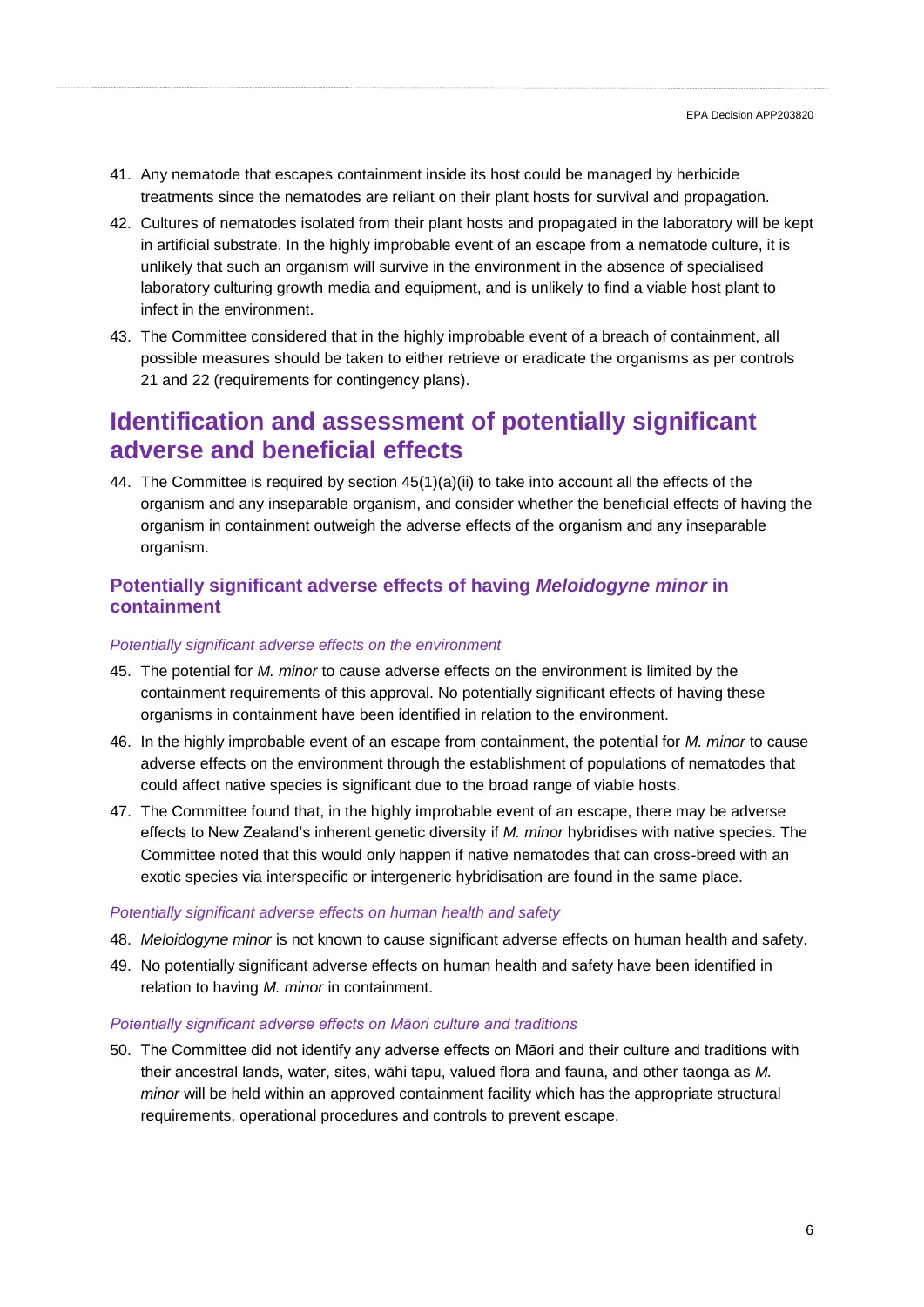41. Any nematode that escapes containment inside its host could be managed by herbicide treatments since the nematodes are reliant on their plant hosts for survival and propagation.
42. Cultures of nematodes isolated from their plant hosts and propagated in the laboratory will be kept in artificial substrate. In the highly improbable event of an escape from a nematode culture, it is unlikely that such an organism will survive in the environment in the absence of specialised laboratory culturing growth media and equipment, and is unlikely to find a viable host plant to infect in the environment.
43. The Committee considered that in the highly improbable event of a breach of containment, all possible measures should be taken to either retrieve or eradicate the organisms as per controls 21 and 22 (requirements for contingency plans).

# Identification and assessment of potentially significant adverse and beneficial effects

44. The Committee is required by section 45(1)(a)(ii) to take into account all the effects of the organism and any inseparable organism, and consider whether the beneficial effects of having the organism in containment outweigh the adverse effects of the organism and any inseparable organism.

## Potentially significant adverse effects of having *Meloidogyne minor* in containment

*Potentially significant adverse effects on the environment*

45. The potential for *M. minor* to cause adverse effects on the environment is limited by the containment requirements of this approval. No potentially significant effects of having these organisms in containment have been identified in relation to the environment.
46. In the highly improbable event of an escape from containment, the potential for *M. minor* to cause adverse effects on the environment through the establishment of populations of nematodes that could affect native species is significant due to the broad range of viable hosts.
47. The Committee found that, in the highly improbable event of an escape, there may be adverse effects to New Zealand's inherent genetic diversity if *M. minor* hybridises with native species. The Committee noted that this would only happen if native nematodes that can cross-breed with an exotic species via interspecific or intergeneric hybridisation are found in the same place.

*Potentially significant adverse effects on human health and safety*

48. *Meloidogyne minor* is not known to cause significant adverse effects on human health and safety.
49. No potentially significant adverse effects on human health and safety have been identified in relation to having *M. minor* in containment.

*Potentially significant adverse effects on Māori culture and traditions*

50. The Committee did not identify any adverse effects on Māori and their culture and traditions with their ancestral lands, water, sites, wāhi tapu, valued flora and fauna, and other taonga as *M. minor* will be held within an approved containment facility which has the appropriate structural requirements, operational procedures and controls to prevent escape.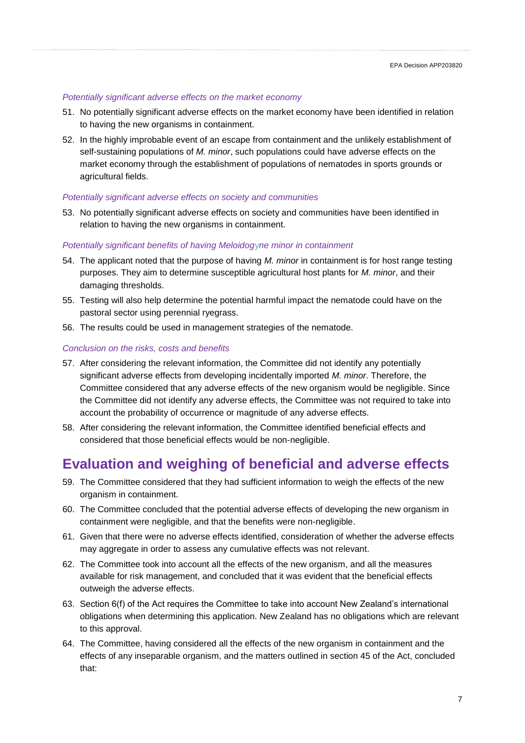*Potentially significant adverse effects on the market economy*

51. No potentially significant adverse effects on the market economy have been identified in relation to having the new organisms in containment.
52. In the highly improbable event of an escape from containment and the unlikely establishment of self-sustaining populations of *M. minor*, such populations could have adverse effects on the market economy through the establishment of populations of nematodes in sports grounds or agricultural fields.

*Potentially significant adverse effects on society and communities*

53. No potentially significant adverse effects on society and communities have been identified in relation to having the new organisms in containment.

*Potentially significant benefits of having Meloidogyne minor in containment*

54. The applicant noted that the purpose of having *M. minor* in containment is for host range testing purposes. They aim to determine susceptible agricultural host plants for *M. minor*, and their damaging thresholds.
55. Testing will also help determine the potential harmful impact the nematode could have on the pastoral sector using perennial ryegrass.
56. The results could be used in management strategies of the nematode.

*Conclusion on the risks, costs and benefits*

57. After considering the relevant information, the Committee did not identify any potentially significant adverse effects from developing incidentally imported *M. minor*. Therefore, the Committee considered that any adverse effects of the new organism would be negligible. Since the Committee did not identify any adverse effects, the Committee was not required to take into account the probability of occurrence or magnitude of any adverse effects.
58. After considering the relevant information, the Committee identified beneficial effects and considered that those beneficial effects would be non-negligible.

## Evaluation and weighing of beneficial and adverse effects

59. The Committee considered that they had sufficient information to weigh the effects of the new organism in containment.
60. The Committee concluded that the potential adverse effects of developing the new organism in containment were negligible, and that the benefits were non-negligible.
61. Given that there were no adverse effects identified, consideration of whether the adverse effects may aggregate in order to assess any cumulative effects was not relevant.
62. The Committee took into account all the effects of the new organism, and all the measures available for risk management, and concluded that it was evident that the beneficial effects outweigh the adverse effects.
63. Section 6(f) of the Act requires the Committee to take into account New Zealand's international obligations when determining this application. New Zealand has no obligations which are relevant to this approval.
64. The Committee, having considered all the effects of the new organism in containment and the effects of any inseparable organism, and the matters outlined in section 45 of the Act, concluded that: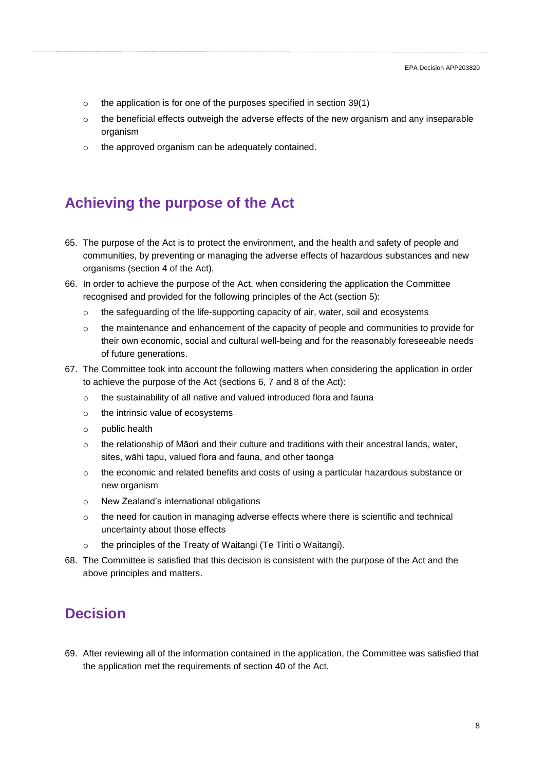- the application is for one of the purposes specified in section 39(1)
- the beneficial effects outweigh the adverse effects of the new organism and any inseparable organism
- the approved organism can be adequately contained.

## Achieving the purpose of the Act

65. The purpose of the Act is to protect the environment, and the health and safety of people and communities, by preventing or managing the adverse effects of hazardous substances and new organisms (section 4 of the Act).
66. In order to achieve the purpose of the Act, when considering the application the Committee recognised and provided for the following principles of the Act (section 5):
    - the safeguarding of the life-supporting capacity of air, water, soil and ecosystems
    - the maintenance and enhancement of the capacity of people and communities to provide for their own economic, social and cultural well-being and for the reasonably foreseeable needs of future generations.
67. The Committee took into account the following matters when considering the application in order to achieve the purpose of the Act (sections 6, 7 and 8 of the Act):
    - the sustainability of all native and valued introduced flora and fauna
    - the intrinsic value of ecosystems
    - public health
    - the relationship of Māori and their culture and traditions with their ancestral lands, water, sites, wāhi tapu, valued flora and fauna, and other taonga
    - the economic and related benefits and costs of using a particular hazardous substance or new organism
    - New Zealand's international obligations
    - the need for caution in managing adverse effects where there is scientific and technical uncertainty about those effects
    - the principles of the Treaty of Waitangi (Te Tiriti o Waitangi).
68. The Committee is satisfied that this decision is consistent with the purpose of the Act and the above principles and matters.

## Decision

69. After reviewing all of the information contained in the application, the Committee was satisfied that the application met the requirements of section 40 of the Act.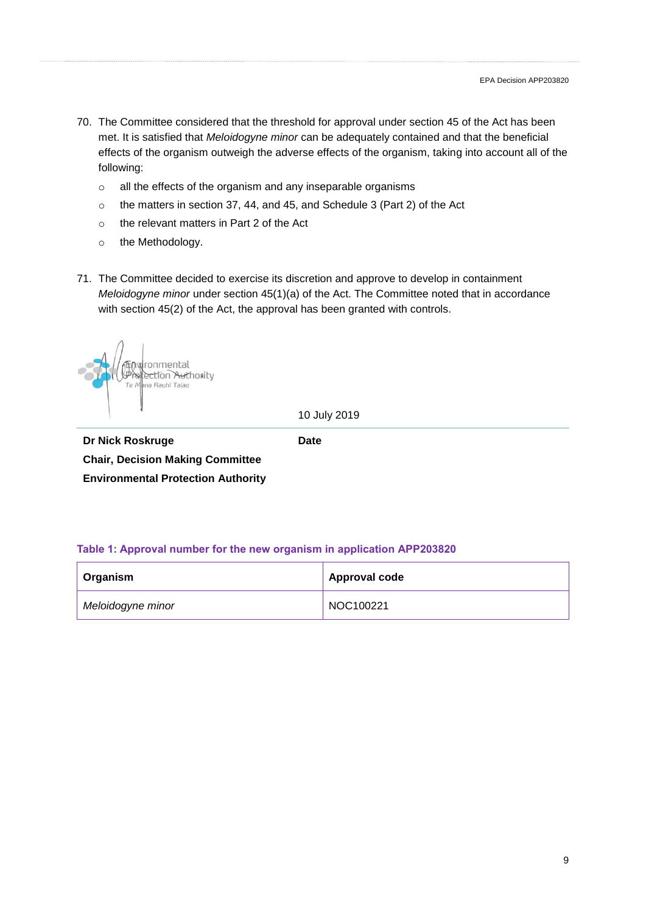70. The Committee considered that the threshold for approval under section 45 of the Act has been met. It is satisfied that *Meloidogyne minor* can be adequately contained and that the beneficial effects of the organism outweigh the adverse effects of the organism, taking into account all of the following:

    - all the effects of the organism and any inseparable organisms
    - the matters in section 37, 44, and 45, and Schedule 3 (Part 2) of the Act
    - the relevant matters in Part 2 of the Act
    - the Methodology.

71. The Committee decided to exercise its discretion and approve to develop in containment *Meloidogyne minor* under section 45(1)(a) of the Act. The Committee noted that in accordance with section 45(2) of the Act, the approval has been granted with controls.

| | 10 July 2019 |
|---|---|
| **Dr Nick Roskruge**<br>**Chair, Decision Making Committee**<br>**Environmental Protection Authority** | **Date** |

**Table 1: Approval number for the new organism in application APP203820**

| Organism | Approval code |
|---|---|
| *Meloidogyne minor* | NOC100221 |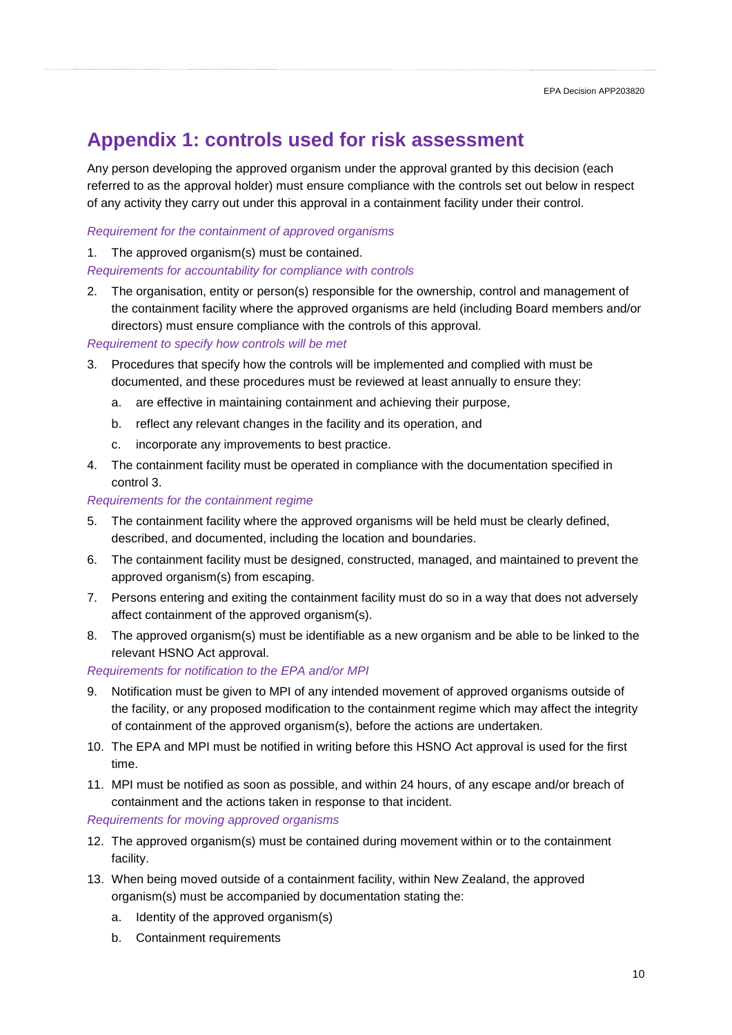# Appendix 1: controls used for risk assessment

Any person developing the approved organism under the approval granted by this decision (each referred to as the approval holder) must ensure compliance with the controls set out below in respect of any activity they carry out under this approval in a containment facility under their control.

*Requirement for the containment of approved organisms*

1. The approved organism(s) must be contained.

*Requirements for accountability for compliance with controls*

2. The organisation, entity or person(s) responsible for the ownership, control and management of the containment facility where the approved organisms are held (including Board members and/or directors) must ensure compliance with the controls of this approval.

*Requirement to specify how controls will be met*

3. Procedures that specify how the controls will be implemented and complied with must be documented, and these procedures must be reviewed at least annually to ensure they:
   a. are effective in maintaining containment and achieving their purpose,
   b. reflect any relevant changes in the facility and its operation, and
   c. incorporate any improvements to best practice.
4. The containment facility must be operated in compliance with the documentation specified in control 3.

*Requirements for the containment regime*

5. The containment facility where the approved organisms will be held must be clearly defined, described, and documented, including the location and boundaries.
6. The containment facility must be designed, constructed, managed, and maintained to prevent the approved organism(s) from escaping.
7. Persons entering and exiting the containment facility must do so in a way that does not adversely affect containment of the approved organism(s).
8. The approved organism(s) must be identifiable as a new organism and be able to be linked to the relevant HSNO Act approval.

*Requirements for notification to the EPA and/or MPI*

9. Notification must be given to MPI of any intended movement of approved organisms outside of the facility, or any proposed modification to the containment regime which may affect the integrity of containment of the approved organism(s), before the actions are undertaken.
10. The EPA and MPI must be notified in writing before this HSNO Act approval is used for the first time.
11. MPI must be notified as soon as possible, and within 24 hours, of any escape and/or breach of containment and the actions taken in response to that incident.

*Requirements for moving approved organisms*

12. The approved organism(s) must be contained during movement within or to the containment facility.
13. When being moved outside of a containment facility, within New Zealand, the approved organism(s) must be accompanied by documentation stating the:
    a. Identity of the approved organism(s)
    b. Containment requirements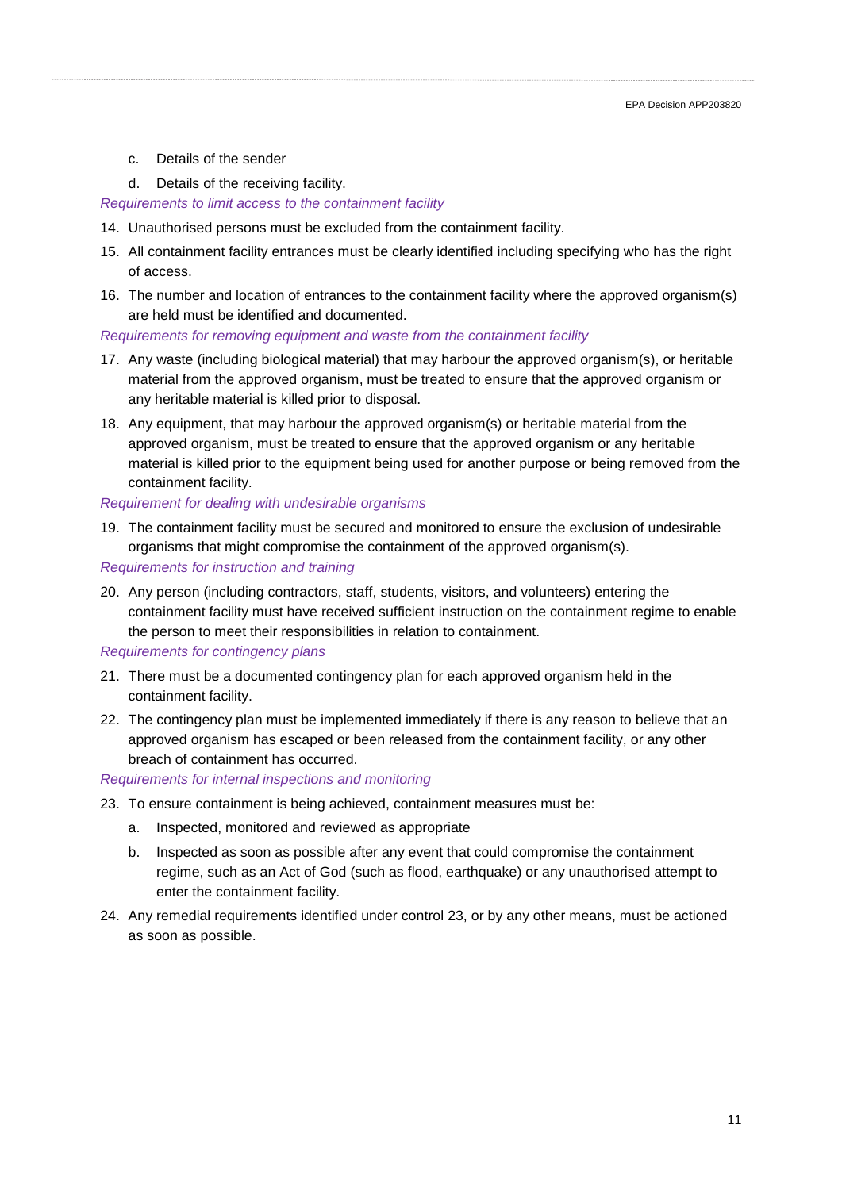c. Details of the sender
    d. Details of the receiving facility.

*Requirements to limit access to the containment facility*

14. Unauthorised persons must be excluded from the containment facility.
15. All containment facility entrances must be clearly identified including specifying who has the right of access.
16. The number and location of entrances to the containment facility where the approved organism(s) are held must be identified and documented.

*Requirements for removing equipment and waste from the containment facility*

17. Any waste (including biological material) that may harbour the approved organism(s), or heritable material from the approved organism, must be treated to ensure that the approved organism or any heritable material is killed prior to disposal.
18. Any equipment, that may harbour the approved organism(s) or heritable material from the approved organism, must be treated to ensure that the approved organism or any heritable material is killed prior to the equipment being used for another purpose or being removed from the containment facility.

*Requirement for dealing with undesirable organisms*

19. The containment facility must be secured and monitored to ensure the exclusion of undesirable organisms that might compromise the containment of the approved organism(s).

*Requirements for instruction and training*

20. Any person (including contractors, staff, students, visitors, and volunteers) entering the containment facility must have received sufficient instruction on the containment regime to enable the person to meet their responsibilities in relation to containment.

*Requirements for contingency plans*

21. There must be a documented contingency plan for each approved organism held in the containment facility.
22. The contingency plan must be implemented immediately if there is any reason to believe that an approved organism has escaped or been released from the containment facility, or any other breach of containment has occurred.

*Requirements for internal inspections and monitoring*

23. To ensure containment is being achieved, containment measures must be:
    a. Inspected, monitored and reviewed as appropriate
    b. Inspected as soon as possible after any event that could compromise the containment regime, such as an Act of God (such as flood, earthquake) or any unauthorised attempt to enter the containment facility.
24. Any remedial requirements identified under control 23, or by any other means, must be actioned as soon as possible.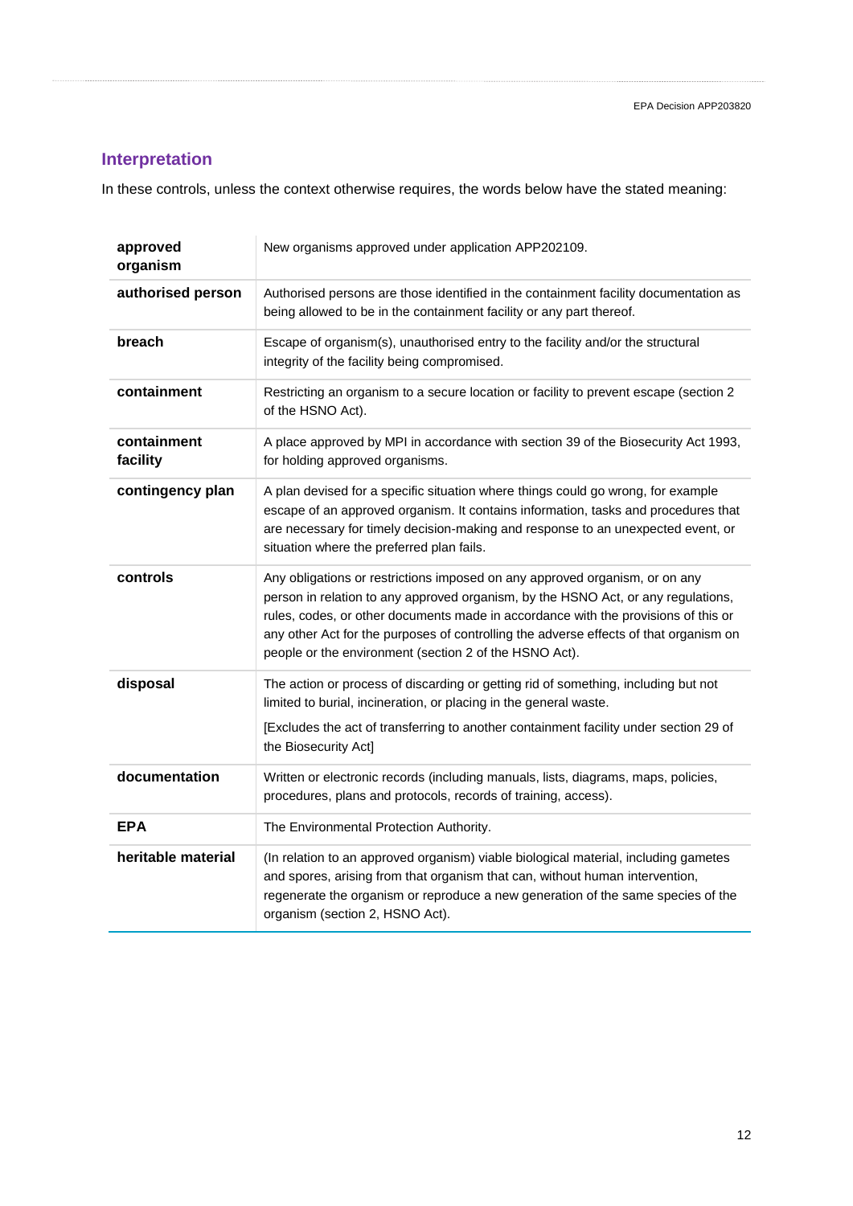## Interpretation

In these controls, unless the context otherwise requires, the words below have the stated meaning:

| Term | Meaning |
|---|---|
| **approved organism** | New organisms approved under application APP202109. |
| **authorised person** | Authorised persons are those identified in the containment facility documentation as being allowed to be in the containment facility or any part thereof. |
| **breach** | Escape of organism(s), unauthorised entry to the facility and/or the structural integrity of the facility being compromised. |
| **containment** | Restricting an organism to a secure location or facility to prevent escape (section 2 of the HSNO Act). |
| **containment facility** | A place approved by MPI in accordance with section 39 of the Biosecurity Act 1993, for holding approved organisms. |
| **contingency plan** | A plan devised for a specific situation where things could go wrong, for example escape of an approved organism. It contains information, tasks and procedures that are necessary for timely decision-making and response to an unexpected event, or situation where the preferred plan fails. |
| **controls** | Any obligations or restrictions imposed on any approved organism, or on any person in relation to any approved organism, by the HSNO Act, or any regulations, rules, codes, or other documents made in accordance with the provisions of this or any other Act for the purposes of controlling the adverse effects of that organism on people or the environment (section 2 of the HSNO Act). |
| **disposal** | The action or process of discarding or getting rid of something, including but not limited to burial, incineration, or placing in the general waste.<br>[Excludes the act of transferring to another containment facility under section 29 of the Biosecurity Act] |
| **documentation** | Written or electronic records (including manuals, lists, diagrams, maps, policies, procedures, plans and protocols, records of training, access). |
| **EPA** | The Environmental Protection Authority. |
| **heritable material** | (In relation to an approved organism) viable biological material, including gametes and spores, arising from that organism that can, without human intervention, regenerate the organism or reproduce a new generation of the same species of the organism (section 2, HSNO Act). |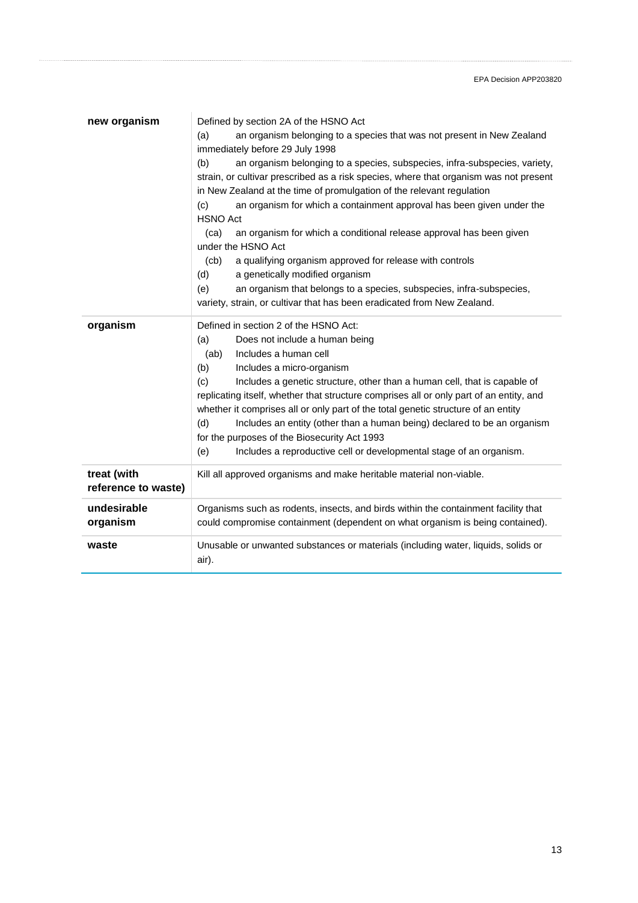| | |
|---|---|
| **new organism** | Defined by section 2A of the HSNO Act<br>(a) an organism belonging to a species that was not present in New Zealand immediately before 29 July 1998<br>(b) an organism belonging to a species, subspecies, infra-subspecies, variety, strain, or cultivar prescribed as a risk species, where that organism was not present in New Zealand at the time of promulgation of the relevant regulation<br>(c) an organism for which a containment approval has been given under the HSNO Act<br>(ca) an organism for which a conditional release approval has been given under the HSNO Act<br>(cb) a qualifying organism approved for release with controls<br>(d) a genetically modified organism<br>(e) an organism that belongs to a species, subspecies, infra-subspecies, variety, strain, or cultivar that has been eradicated from New Zealand. |
| **organism** | Defined in section 2 of the HSNO Act:<br>(a) Does not include a human being<br>(ab) Includes a human cell<br>(b) Includes a micro-organism<br>(c) Includes a genetic structure, other than a human cell, that is capable of replicating itself, whether that structure comprises all or only part of an entity, and whether it comprises all or only part of the total genetic structure of an entity<br>(d) Includes an entity (other than a human being) declared to be an organism for the purposes of the Biosecurity Act 1993<br>(e) Includes a reproductive cell or developmental stage of an organism. |
| **treat (with reference to waste)** | Kill all approved organisms and make heritable material non-viable. |
| **undesirable organism** | Organisms such as rodents, insects, and birds within the containment facility that could compromise containment (dependent on what organism is being contained). |
| **waste** | Unusable or unwanted substances or materials (including water, liquids, solids or air). |